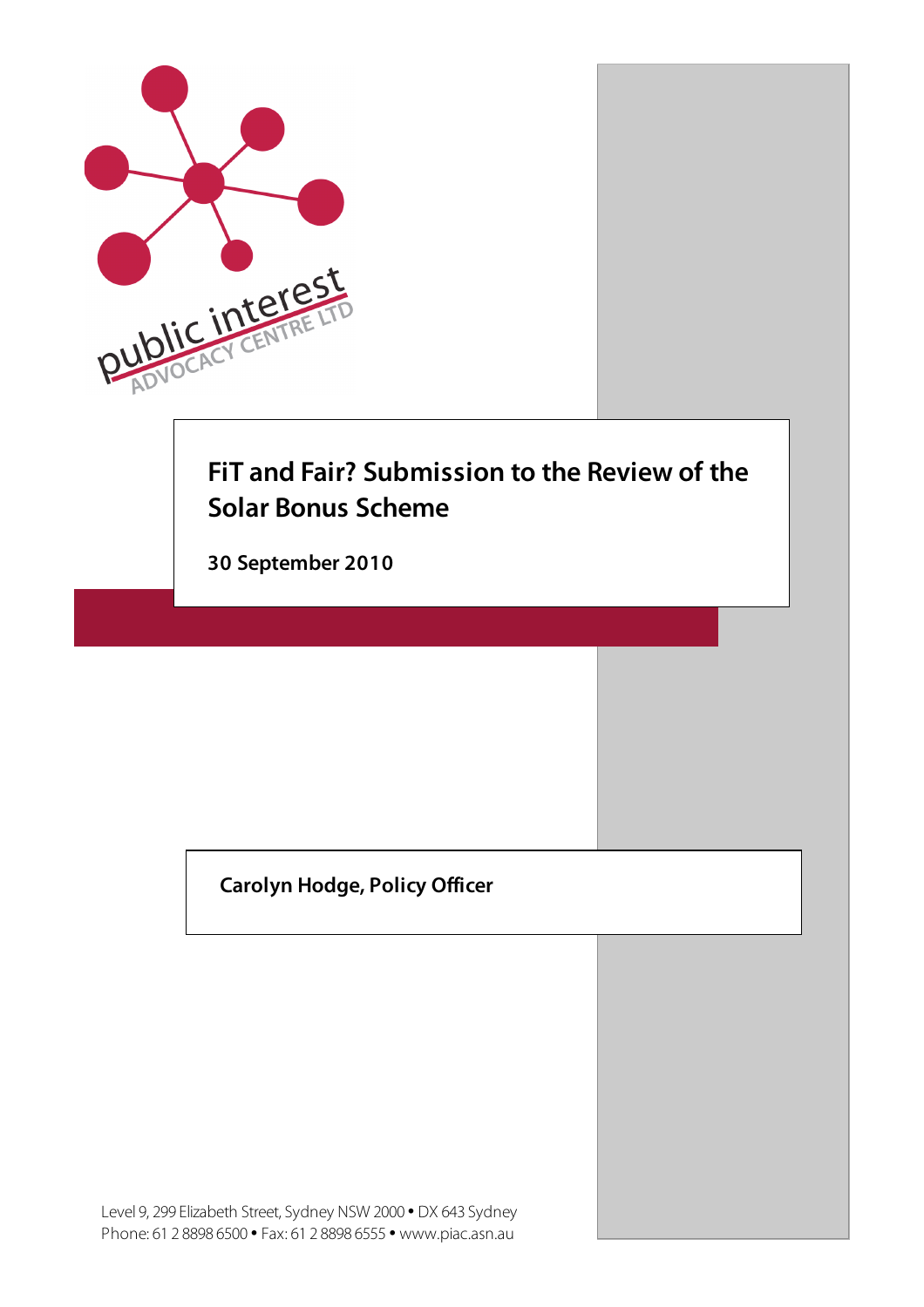public interest ADVOCACY CENTRE LTD

# FiT and Fair? Submission to the Review of the Solar Bonus Scheme

**30 September 2010**

**Carolyn Hodge, Policy Officer**

Level 9, 299 Elizabeth Street, Sydney NSW 2000 • DX 643 Sydney
Phone: 61 2 8898 6500 • Fax: 61 2 8898 6555 • www.piac.asn.au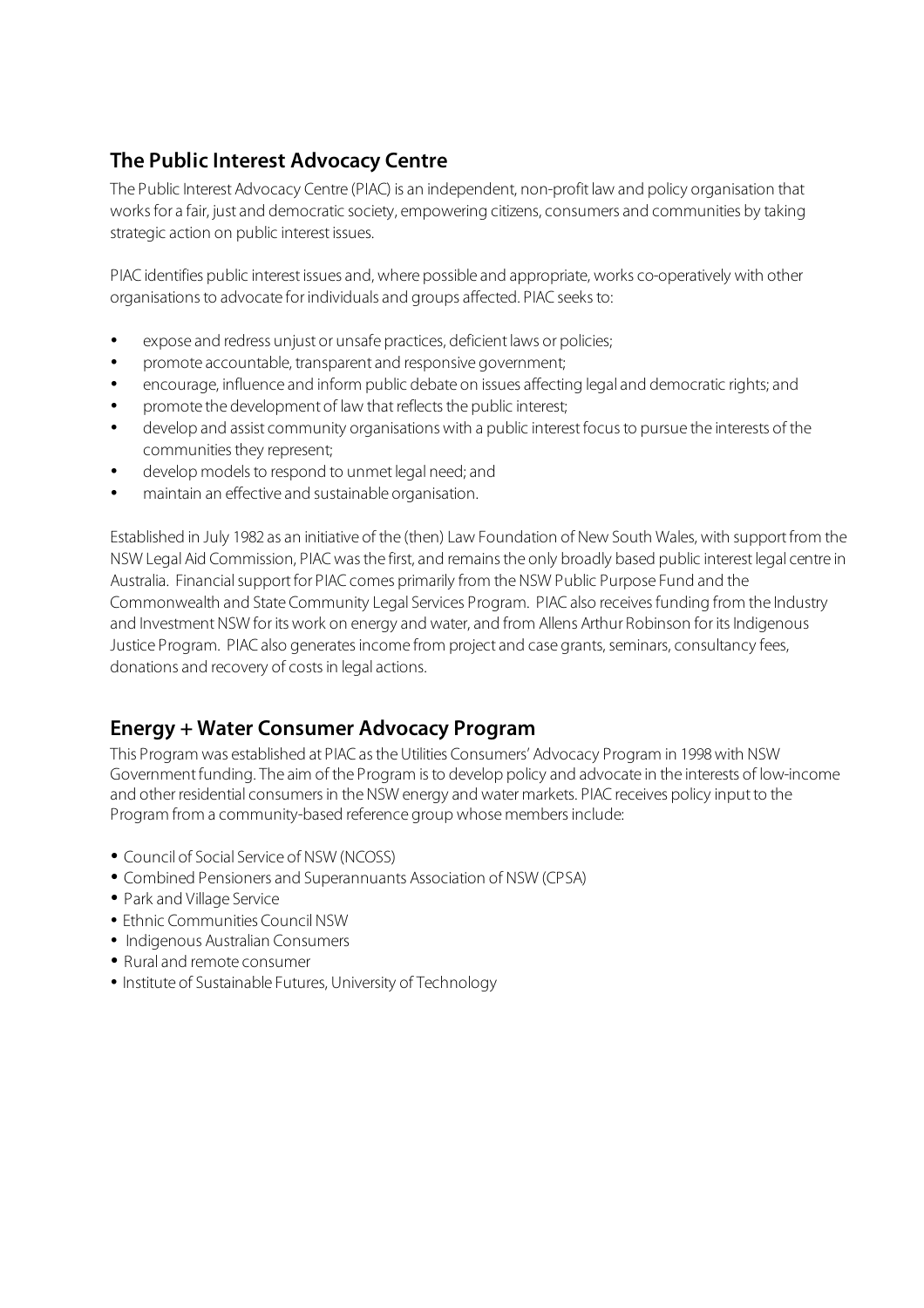## The Public Interest Advocacy Centre

The Public Interest Advocacy Centre (PIAC) is an independent, non-profit law and policy organisation that works for a fair, just and democratic society, empowering citizens, consumers and communities by taking strategic action on public interest issues.

PIAC identifies public interest issues and, where possible and appropriate, works co-operatively with other organisations to advocate for individuals and groups affected. PIAC seeks to:

- expose and redress unjust or unsafe practices, deficient laws or policies;
- promote accountable, transparent and responsive government;
- encourage, influence and inform public debate on issues affecting legal and democratic rights; and
- promote the development of law that reflects the public interest;
- develop and assist community organisations with a public interest focus to pursue the interests of the communities they represent;
- develop models to respond to unmet legal need; and
- maintain an effective and sustainable organisation.

Established in July 1982 as an initiative of the (then) Law Foundation of New South Wales, with support from the NSW Legal Aid Commission, PIAC was the first, and remains the only broadly based public interest legal centre in Australia. Financial support for PIAC comes primarily from the NSW Public Purpose Fund and the Commonwealth and State Community Legal Services Program. PIAC also receives funding from the Industry and Investment NSW for its work on energy and water, and from Allens Arthur Robinson for its Indigenous Justice Program. PIAC also generates income from project and case grants, seminars, consultancy fees, donations and recovery of costs in legal actions.

## Energy + Water Consumer Advocacy Program

This Program was established at PIAC as the Utilities Consumers' Advocacy Program in 1998 with NSW Government funding. The aim of the Program is to develop policy and advocate in the interests of low-income and other residential consumers in the NSW energy and water markets. PIAC receives policy input to the Program from a community-based reference group whose members include:

- Council of Social Service of NSW (NCOSS)
- Combined Pensioners and Superannuants Association of NSW (CPSA)
- Park and Village Service
- Ethnic Communities Council NSW
- Indigenous Australian Consumers
- Rural and remote consumer
- Institute of Sustainable Futures, University of Technology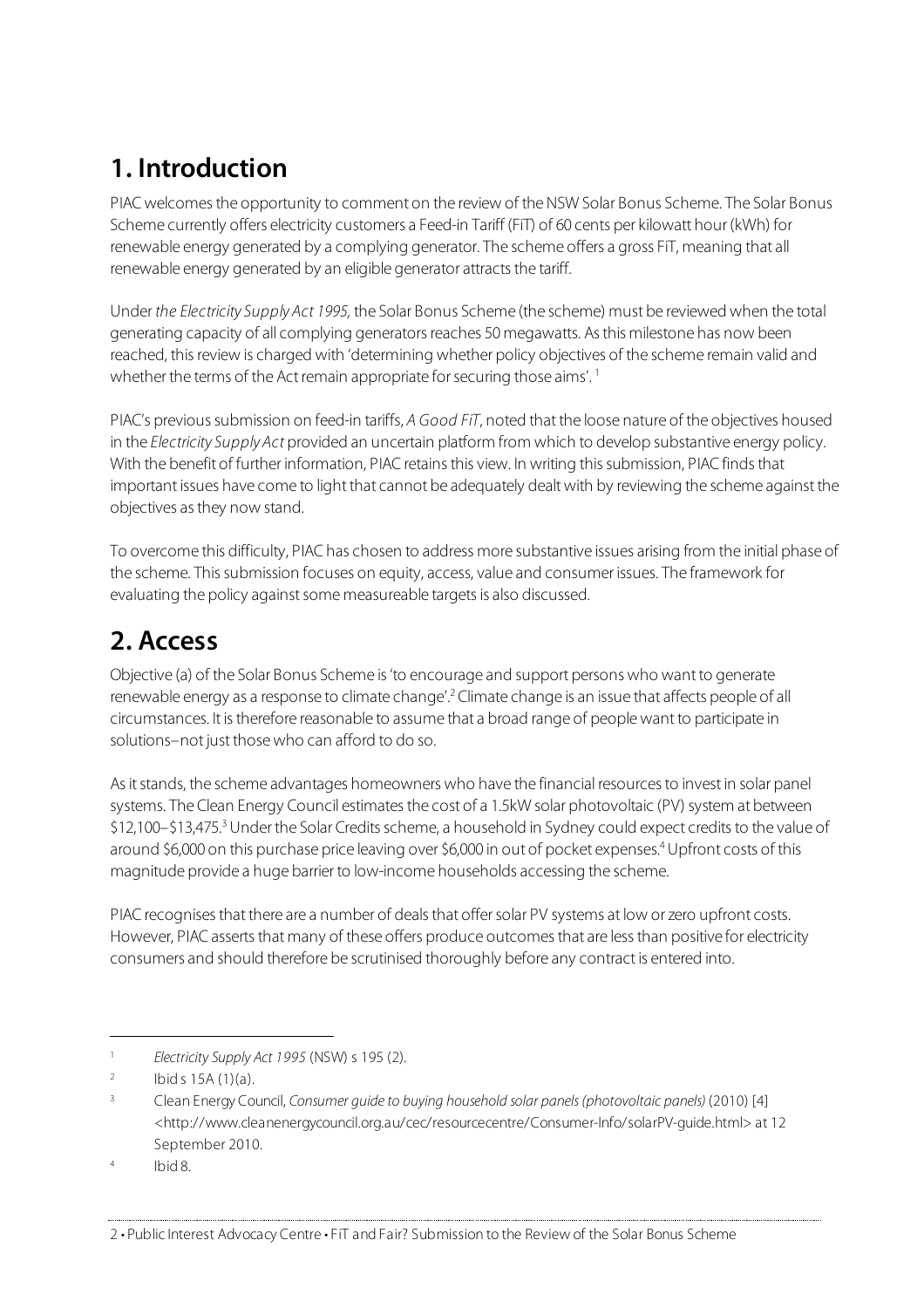# 1. Introduction

PIAC welcomes the opportunity to comment on the review of the NSW Solar Bonus Scheme. The Solar Bonus Scheme currently offers electricity customers a Feed-in Tariff (FiT) of 60 cents per kilowatt hour (kWh) for renewable energy generated by a complying generator. The scheme offers a gross FiT, meaning that all renewable energy generated by an eligible generator attracts the tariff.

Under *the Electricity Supply Act 1995,* the Solar Bonus Scheme (the scheme) must be reviewed when the total generating capacity of all complying generators reaches 50 megawatts. As this milestone has now been reached, this review is charged with 'determining whether policy objectives of the scheme remain valid and whether the terms of the Act remain appropriate for securing those aims'.[1]

PIAC's previous submission on feed-in tariffs, *A Good FiT*, noted that the loose nature of the objectives housed in the *Electricity Supply Act* provided an uncertain platform from which to develop substantive energy policy. With the benefit of further information, PIAC retains this view. In writing this submission, PIAC finds that important issues have come to light that cannot be adequately dealt with by reviewing the scheme against the objectives as they now stand.

To overcome this difficulty, PIAC has chosen to address more substantive issues arising from the initial phase of the scheme. This submission focuses on equity, access, value and consumer issues. The framework for evaluating the policy against some measureable targets is also discussed.

# 2. Access

Objective (a) of the Solar Bonus Scheme is 'to encourage and support persons who want to generate renewable energy as a response to climate change'.[2] Climate change is an issue that affects people of all circumstances. It is therefore reasonable to assume that a broad range of people want to participate in solutions–not just those who can afford to do so.

As it stands, the scheme advantages homeowners who have the financial resources to invest in solar panel systems. The Clean Energy Council estimates the cost of a 1.5kW solar photovoltaic (PV) system at between \$12,100–\$13,475.[3] Under the Solar Credits scheme, a household in Sydney could expect credits to the value of around \$6,000 on this purchase price leaving over \$6,000 in out of pocket expenses.[4] Upfront costs of this magnitude provide a huge barrier to low-income households accessing the scheme.

PIAC recognises that there are a number of deals that offer solar PV systems at low or zero upfront costs. However, PIAC asserts that many of these offers produce outcomes that are less than positive for electricity consumers and should therefore be scrutinised thoroughly before any contract is entered into.

---

1. *Electricity Supply Act 1995* (NSW) s 195 (2).
2. Ibid s 15A (1)(a).
3. Clean Energy Council, *Consumer guide to buying household solar panels (photovoltaic panels)* (2010) [4] <http://www.cleanenergycouncil.org.au/cec/resourcecentre/Consumer-Info/solarPV-guide.html> at 12 September 2010.
4. Ibid 8.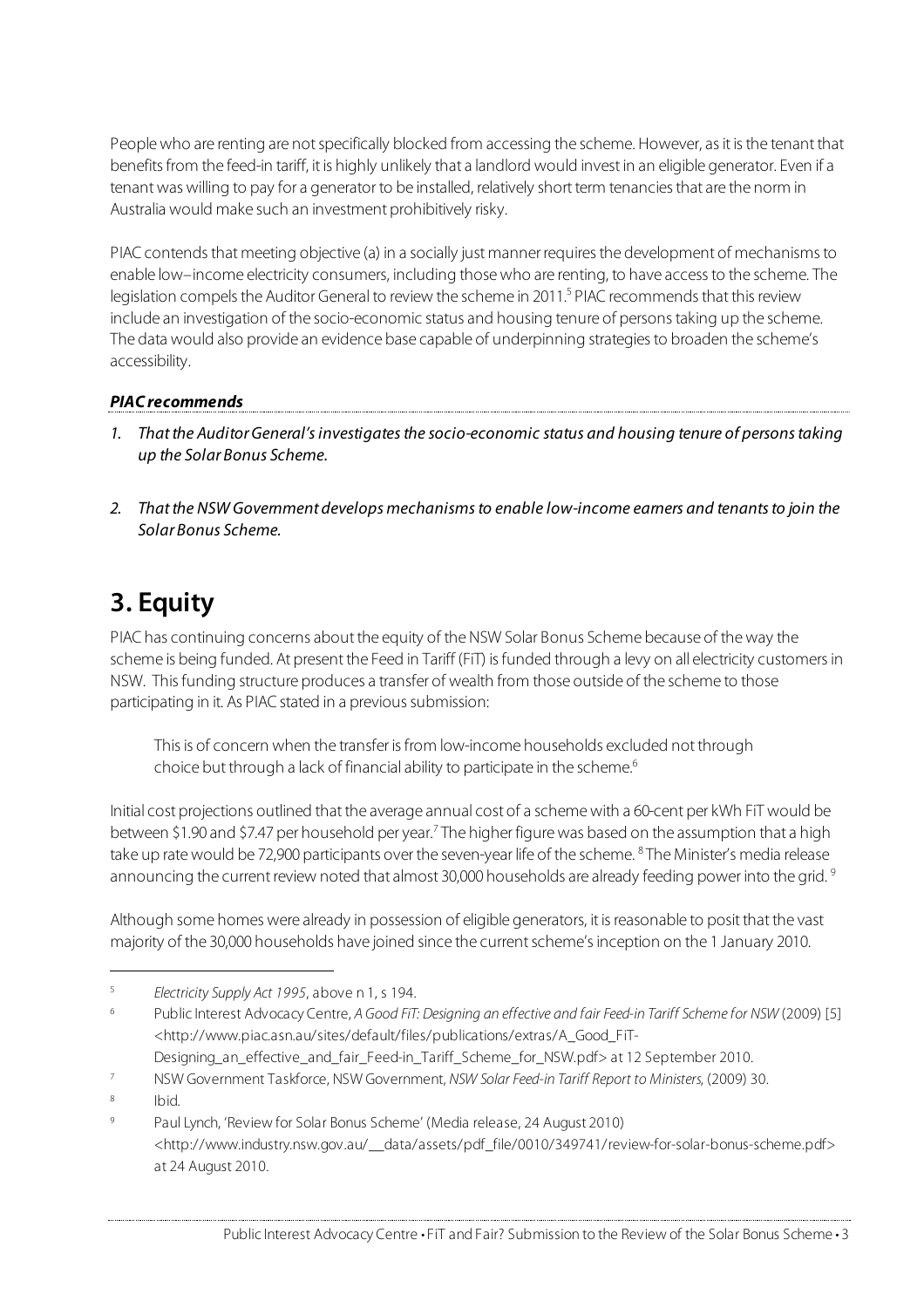People who are renting are not specifically blocked from accessing the scheme. However, as it is the tenant that benefits from the feed-in tariff, it is highly unlikely that a landlord would invest in an eligible generator. Even if a tenant was willing to pay for a generator to be installed, relatively short term tenancies that are the norm in Australia would make such an investment prohibitively risky.

PIAC contends that meeting objective (a) in a socially just manner requires the development of mechanisms to enable low– income electricity consumers, including those who are renting, to have access to the scheme. The legislation compels the Auditor General to review the scheme in 2011.[5] PIAC recommends that this review include an investigation of the socio-economic status and housing tenure of persons taking up the scheme. The data would also provide an evidence base capable of underpinning strategies to broaden the scheme's accessibility.

***PIAC recommends***

1. *That the Auditor General's investigates the socio-economic status and housing tenure of persons taking up the Solar Bonus Scheme.*
2. *That the NSW Government develops mechanisms to enable low-income earners and tenants to join the Solar Bonus Scheme.*

# 3. Equity

PIAC has continuing concerns about the equity of the NSW Solar Bonus Scheme because of the way the scheme is being funded. At present the Feed in Tariff (FiT) is funded through a levy on all electricity customers in NSW. This funding structure produces a transfer of wealth from those outside of the scheme to those participating in it. As PIAC stated in a previous submission:

> This is of concern when the transfer is from low-income households excluded not through choice but through a lack of financial ability to participate in the scheme.[6]

Initial cost projections outlined that the average annual cost of a scheme with a 60-cent per kWh FiT would be between $1.90 and $7.47 per household per year.[7] The higher figure was based on the assumption that a high take up rate would be 72,900 participants over the seven-year life of the scheme. [8] The Minister's media release announcing the current review noted that almost 30,000 households are already feeding power into the grid. [9]

Although some homes were already in possession of eligible generators, it is reasonable to posit that the vast majority of the 30,000 households have joined since the current scheme's inception on the 1 January 2010.

---

[5] *Electricity Supply Act 1995*, above n 1, s 194.

[6] Public Interest Advocacy Centre, *A Good FiT: Designing an effective and fair Feed-in Tariff Scheme for NSW* (2009) [5] <http://www.piac.asn.au/sites/default/files/publications/extras/A_Good_FiT-Designing_an_effective_and_fair_Feed-in_Tariff_Scheme_for_NSW.pdf> at 12 September 2010.

[7] NSW Government Taskforce, NSW Government, *NSW Solar Feed-in Tariff Report to Ministers*, (2009) 30.

[8] Ibid.

[9] Paul Lynch, 'Review for Solar Bonus Scheme' (Media release, 24 August 2010) <http://www.industry.nsw.gov.au/__data/assets/pdf_file/0010/349741/review-for-solar-bonus-scheme.pdf> at 24 August 2010.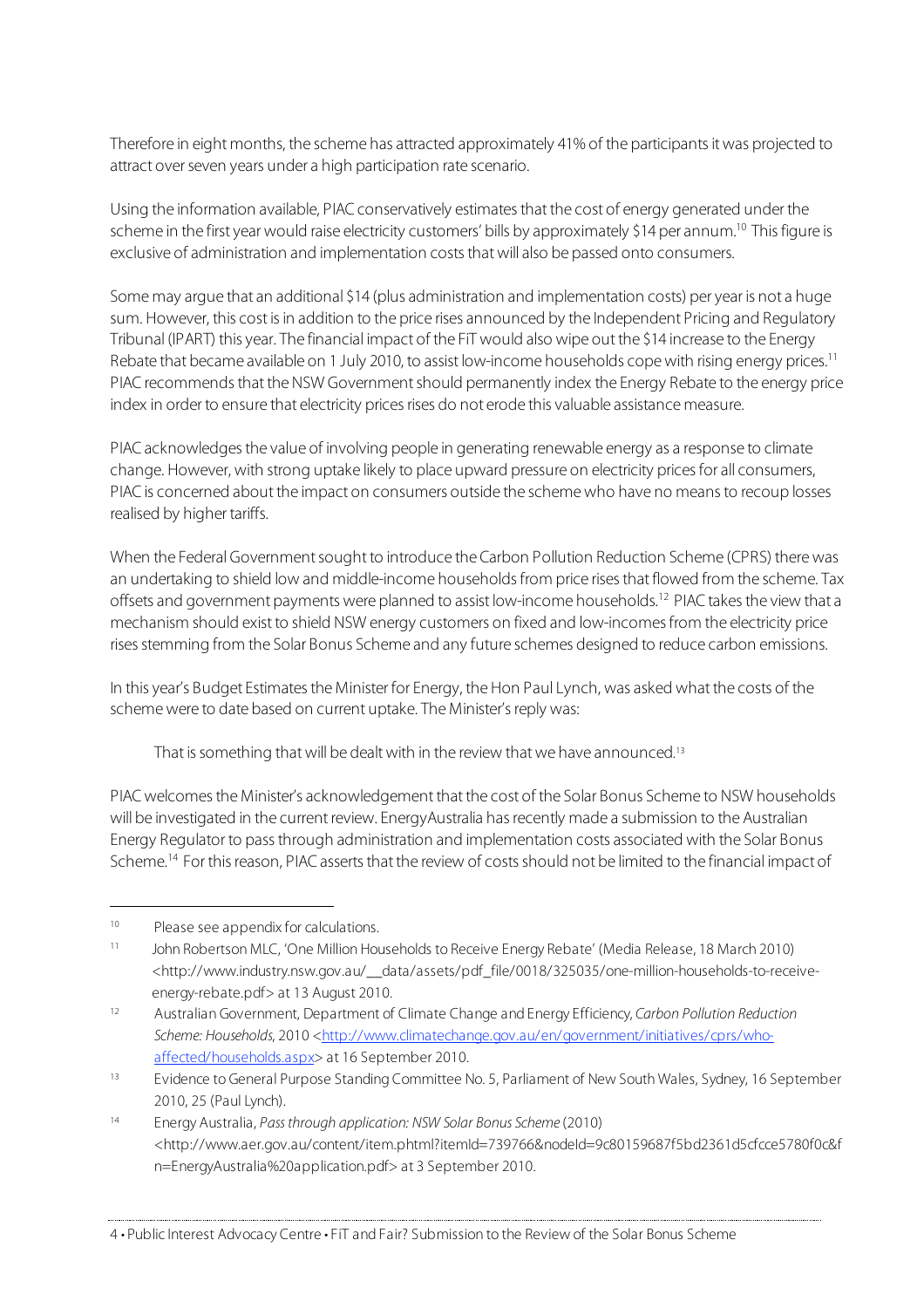Therefore in eight months, the scheme has attracted approximately 41% of the participants it was projected to attract over seven years under a high participation rate scenario.

Using the information available, PIAC conservatively estimates that the cost of energy generated under the scheme in the first year would raise electricity customers' bills by approximately $14 per annum.[10] This figure is exclusive of administration and implementation costs that will also be passed onto consumers.

Some may argue that an additional $14 (plus administration and implementation costs) per year is not a huge sum. However, this cost is in addition to the price rises announced by the Independent Pricing and Regulatory Tribunal (IPART) this year. The financial impact of the FiT would also wipe out the $14 increase to the Energy Rebate that became available on 1 July 2010, to assist low-income households cope with rising energy prices.[11] PIAC recommends that the NSW Government should permanently index the Energy Rebate to the energy price index in order to ensure that electricity prices rises do not erode this valuable assistance measure.

PIAC acknowledges the value of involving people in generating renewable energy as a response to climate change. However, with strong uptake likely to place upward pressure on electricity prices for all consumers, PIAC is concerned about the impact on consumers outside the scheme who have no means to recoup losses realised by higher tariffs.

When the Federal Government sought to introduce the Carbon Pollution Reduction Scheme (CPRS) there was an undertaking to shield low and middle-income households from price rises that flowed from the scheme. Tax offsets and government payments were planned to assist low-income households.[12] PIAC takes the view that a mechanism should exist to shield NSW energy customers on fixed and low-incomes from the electricity price rises stemming from the Solar Bonus Scheme and any future schemes designed to reduce carbon emissions.

In this year's Budget Estimates the Minister for Energy, the Hon Paul Lynch, was asked what the costs of the scheme were to date based on current uptake. The Minister's reply was:

> That is something that will be dealt with in the review that we have announced.[13]

PIAC welcomes the Minister's acknowledgement that the cost of the Solar Bonus Scheme to NSW households will be investigated in the current review. EnergyAustralia has recently made a submission to the Australian Energy Regulator to pass through administration and implementation costs associated with the Solar Bonus Scheme.[14] For this reason, PIAC asserts that the review of costs should not be limited to the financial impact of

---

[10] Please see appendix for calculations.

[11] John Robertson MLC, 'One Million Households to Receive Energy Rebate' (Media Release, 18 March 2010) <http://www.industry.nsw.gov.au/__data/assets/pdf_file/0018/325035/one-million-households-to-receive-energy-rebate.pdf> at 13 August 2010.

[12] Australian Government, Department of Climate Change and Energy Efficiency, *Carbon Pollution Reduction Scheme: Households*, 2010 <http://www.climatechange.gov.au/en/government/initiatives/cprs/who-affected/households.aspx> at 16 September 2010.

[13] Evidence to General Purpose Standing Committee No. 5, Parliament of New South Wales, Sydney, 16 September 2010, 25 (Paul Lynch).

[14] Energy Australia, *Pass through application: NSW Solar Bonus Scheme* (2010) <http://www.aer.gov.au/content/item.phtml?itemId=739766&nodeId=9c80159687f5bd2361d5cfcce5780f0c&fn=EnergyAustralia%20application.pdf> at 3 September 2010.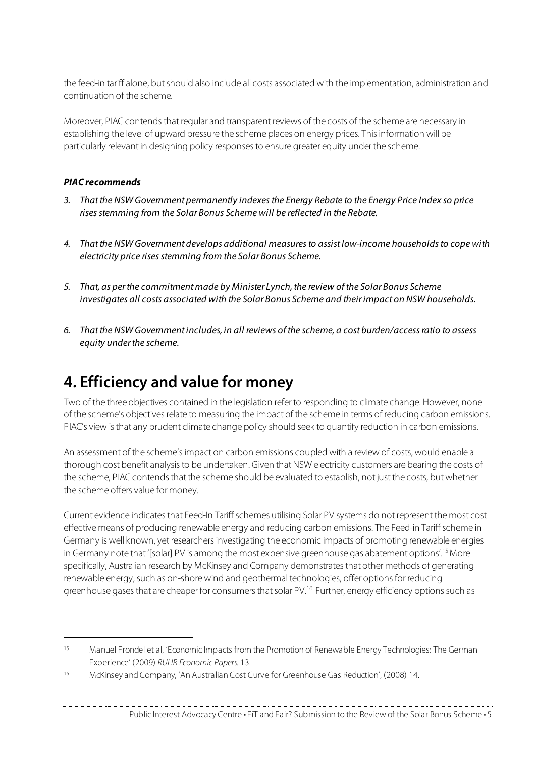the feed-in tariff alone, but should also include all costs associated with the implementation, administration and continuation of the scheme.

Moreover, PIAC contends that regular and transparent reviews of the costs of the scheme are necessary in establishing the level of upward pressure the scheme places on energy prices. This information will be particularly relevant in designing policy responses to ensure greater equity under the scheme.

***PIAC recommends***

3. *That the NSW Government permanently indexes the Energy Rebate to the Energy Price Index so price rises stemming from the Solar Bonus Scheme will be reflected in the Rebate.*

4. *That the NSW Government develops additional measures to assist low-income households to cope with electricity price rises stemming from the Solar Bonus Scheme.*

5. *That, as per the commitment made by Minister Lynch, the review of the Solar Bonus Scheme investigates all costs associated with the Solar Bonus Scheme and their impact on NSW households.*

6. *That the NSW Government includes, in all reviews of the scheme, a cost burden/access ratio to assess equity under the scheme.*

# 4. Efficiency and value for money

Two of the three objectives contained in the legislation refer to responding to climate change. However, none of the scheme's objectives relate to measuring the impact of the scheme in terms of reducing carbon emissions. PIAC's view is that any prudent climate change policy should seek to quantify reduction in carbon emissions.

An assessment of the scheme's impact on carbon emissions coupled with a review of costs, would enable a thorough cost benefit analysis to be undertaken. Given that NSW electricity customers are bearing the costs of the scheme, PIAC contends that the scheme should be evaluated to establish, not just the costs, but whether the scheme offers value for money.

Current evidence indicates that Feed-In Tariff schemes utilising Solar PV systems do not represent the most cost effective means of producing renewable energy and reducing carbon emissions. The Feed-in Tariff scheme in Germany is well known, yet researchers investigating the economic impacts of promoting renewable energies in Germany note that '[solar] PV is among the most expensive greenhouse gas abatement options'.[15] More specifically, Australian research by McKinsey and Company demonstrates that other methods of generating renewable energy, such as on-shore wind and geothermal technologies, offer options for reducing greenhouse gases that are cheaper for consumers that solar PV.[16] Further, energy efficiency options such as

---

[15] Manuel Frondel et al, 'Economic Impacts from the Promotion of Renewable Energy Technologies: The German Experience' (2009) *RUHR Economic Papers*. 13.

[16] McKinsey and Company, 'An Australian Cost Curve for Greenhouse Gas Reduction', (2008) 14.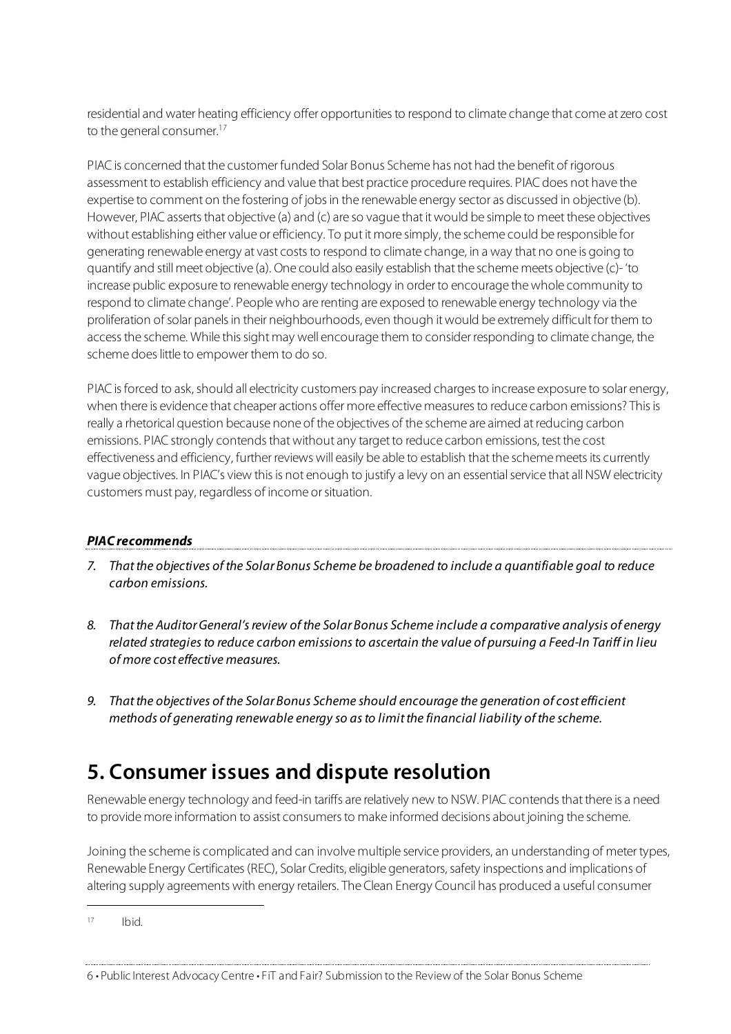residential and water heating efficiency offer opportunities to respond to climate change that come at zero cost to the general consumer.[17]

PIAC is concerned that the customer funded Solar Bonus Scheme has not had the benefit of rigorous assessment to establish efficiency and value that best practice procedure requires. PIAC does not have the expertise to comment on the fostering of jobs in the renewable energy sector as discussed in objective (b). However, PIAC asserts that objective (a) and (c) are so vague that it would be simple to meet these objectives without establishing either value or efficiency. To put it more simply, the scheme could be responsible for generating renewable energy at vast costs to respond to climate change, in a way that no one is going to quantify and still meet objective (a). One could also easily establish that the scheme meets objective (c)- 'to increase public exposure to renewable energy technology in order to encourage the whole community to respond to climate change'. People who are renting are exposed to renewable energy technology via the proliferation of solar panels in their neighbourhoods, even though it would be extremely difficult for them to access the scheme. While this sight may well encourage them to consider responding to climate change, the scheme does little to empower them to do so.

PIAC is forced to ask, should all electricity customers pay increased charges to increase exposure to solar energy, when there is evidence that cheaper actions offer more effective measures to reduce carbon emissions? This is really a rhetorical question because none of the objectives of the scheme are aimed at reducing carbon emissions. PIAC strongly contends that without any target to reduce carbon emissions, test the cost effectiveness and efficiency, further reviews will easily be able to establish that the scheme meets its currently vague objectives. In PIAC's view this is not enough to justify a levy on an essential service that all NSW electricity customers must pay, regardless of income or situation.

***PIAC recommends***

7. *That the objectives of the Solar Bonus Scheme be broadened to include a quantifiable goal to reduce carbon emissions.*

8. *That the Auditor General's review of the Solar Bonus Scheme include a comparative analysis of energy related strategies to reduce carbon emissions to ascertain the value of pursuing a Feed-In Tariff in lieu of more cost effective measures.*

9. *That the objectives of the Solar Bonus Scheme should encourage the generation of cost efficient methods of generating renewable energy so as to limit the financial liability of the scheme.*

# 5. Consumer issues and dispute resolution

Renewable energy technology and feed-in tariffs are relatively new to NSW. PIAC contends that there is a need to provide more information to assist consumers to make informed decisions about joining the scheme.

Joining the scheme is complicated and can involve multiple service providers, an understanding of meter types, Renewable Energy Certificates (REC), Solar Credits, eligible generators, safety inspections and implications of altering supply agreements with energy retailers. The Clean Energy Council has produced a useful consumer

[17] Ibid.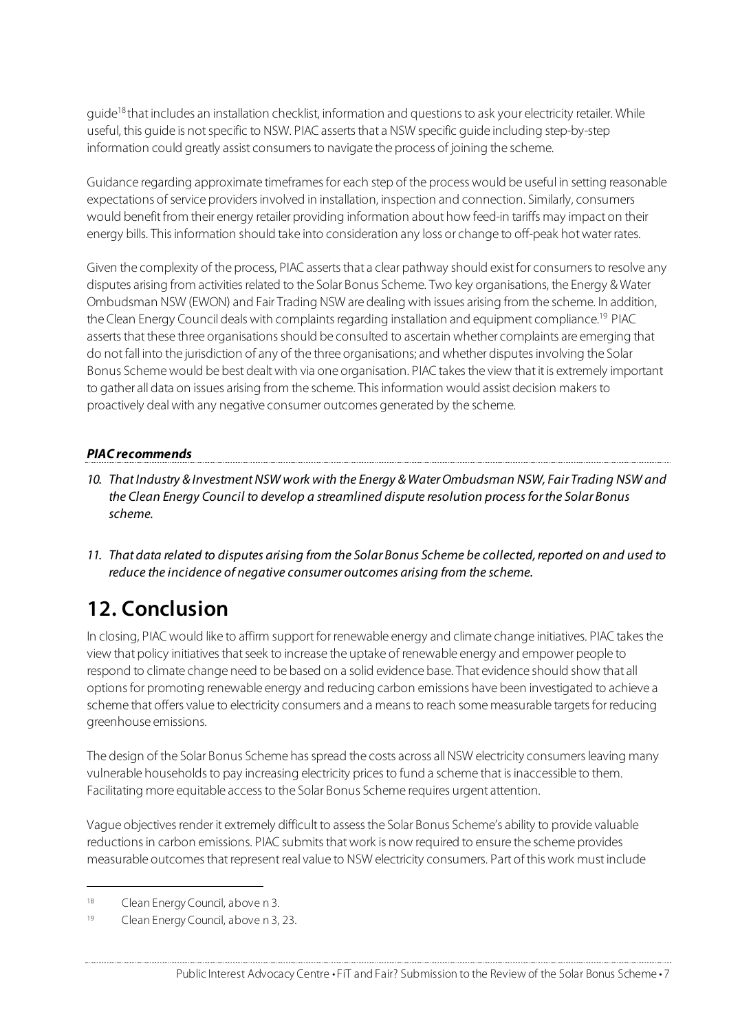guide[18] that includes an installation checklist, information and questions to ask your electricity retailer. While useful, this guide is not specific to NSW. PIAC asserts that a NSW specific guide including step-by-step information could greatly assist consumers to navigate the process of joining the scheme.

Guidance regarding approximate timeframes for each step of the process would be useful in setting reasonable expectations of service providers involved in installation, inspection and connection. Similarly, consumers would benefit from their energy retailer providing information about how feed-in tariffs may impact on their energy bills. This information should take into consideration any loss or change to off-peak hot water rates.

Given the complexity of the process, PIAC asserts that a clear pathway should exist for consumers to resolve any disputes arising from activities related to the Solar Bonus Scheme. Two key organisations, the Energy & Water Ombudsman NSW (EWON) and Fair Trading NSW are dealing with issues arising from the scheme. In addition, the Clean Energy Council deals with complaints regarding installation and equipment compliance.[19] PIAC asserts that these three organisations should be consulted to ascertain whether complaints are emerging that do not fall into the jurisdiction of any of the three organisations; and whether disputes involving the Solar Bonus Scheme would be best dealt with via one organisation. PIAC takes the view that it is extremely important to gather all data on issues arising from the scheme. This information would assist decision makers to proactively deal with any negative consumer outcomes generated by the scheme.

***PIAC recommends***

10. *That Industry & Investment NSW work with the Energy & Water Ombudsman NSW, Fair Trading NSW and the Clean Energy Council to develop a streamlined dispute resolution process for the Solar Bonus scheme.*

11. *That data related to disputes arising from the Solar Bonus Scheme be collected, reported on and used to reduce the incidence of negative consumer outcomes arising from the scheme.*

# 12. Conclusion

In closing, PIAC would like to affirm support for renewable energy and climate change initiatives. PIAC takes the view that policy initiatives that seek to increase the uptake of renewable energy and empower people to respond to climate change need to be based on a solid evidence base. That evidence should show that all options for promoting renewable energy and reducing carbon emissions have been investigated to achieve a scheme that offers value to electricity consumers and a means to reach some measurable targets for reducing greenhouse emissions.

The design of the Solar Bonus Scheme has spread the costs across all NSW electricity consumers leaving many vulnerable households to pay increasing electricity prices to fund a scheme that is inaccessible to them. Facilitating more equitable access to the Solar Bonus Scheme requires urgent attention.

Vague objectives render it extremely difficult to assess the Solar Bonus Scheme's ability to provide valuable reductions in carbon emissions. PIAC submits that work is now required to ensure the scheme provides measurable outcomes that represent real value to NSW electricity consumers. Part of this work must include

---

[18] Clean Energy Council, above n 3.

[19] Clean Energy Council, above n 3, 23.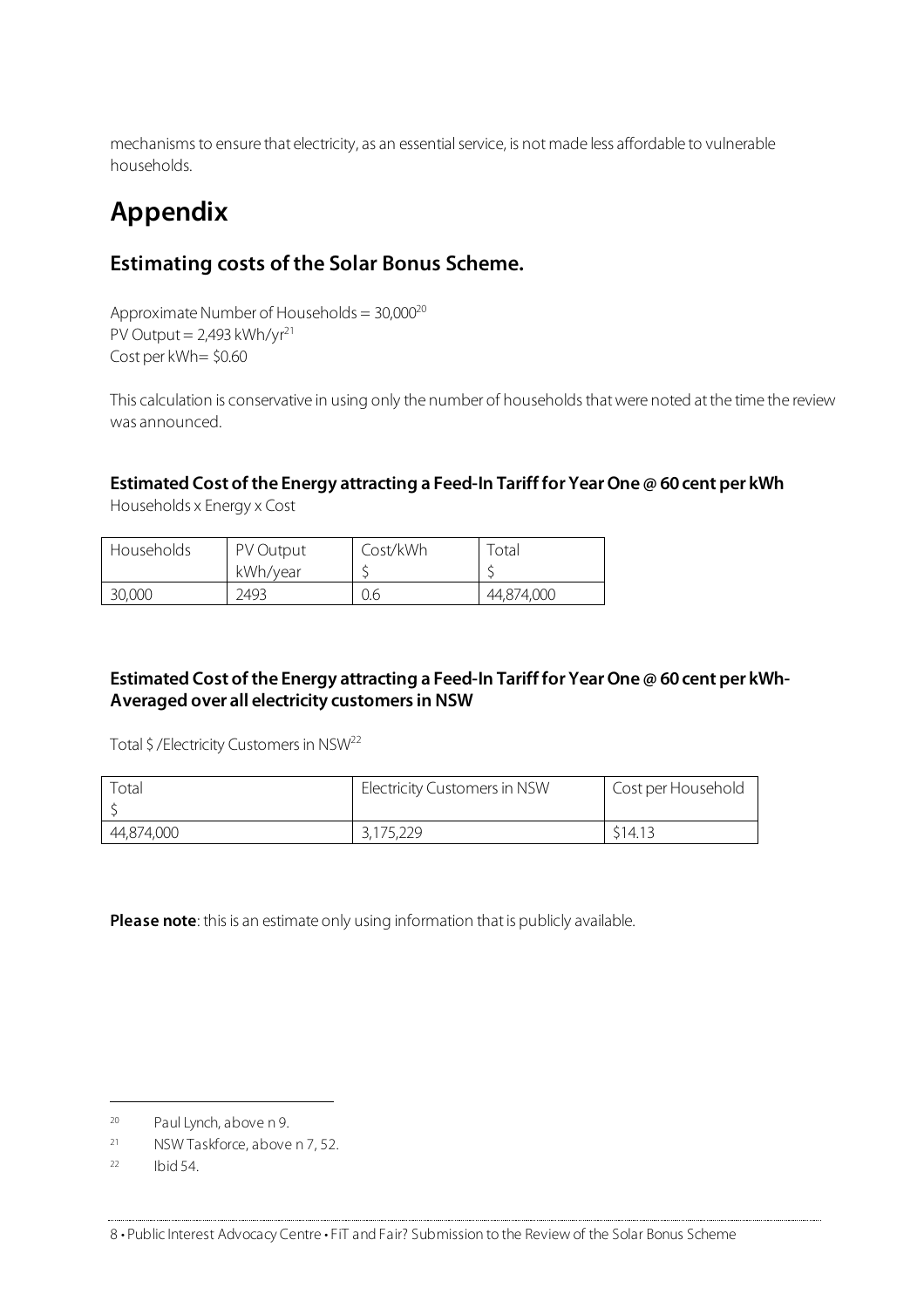mechanisms to ensure that electricity, as an essential service, is not made less affordable to vulnerable households.

# Appendix

## Estimating costs of the Solar Bonus Scheme.

Approximate Number of Households = 30,000[20]
PV Output = 2,493 kWh/yr[21]
Cost per kWh= $0.60

This calculation is conservative in using only the number of households that were noted at the time the review was announced.

### Estimated Cost of the Energy attracting a Feed-In Tariff for Year One @ 60 cent per kWh

Households x Energy x Cost

| Households | PV Output kWh/year | Cost/kWh $ | Total $ |
|---|---|---|---|
| 30,000 | 2493 | 0.6 | 44,874,000 |

### Estimated Cost of the Energy attracting a Feed-In Tariff for Year One @ 60 cent per kWh- Averaged over all electricity customers in NSW

Total $ /Electricity Customers in NSW[22]

| Total $ | Electricity Customers in NSW | Cost per Household |
|---|---|---|
| 44,874,000 | 3,175,229 | $14.13 |

**Please note**: this is an estimate only using information that is publicly available.

[20] Paul Lynch, above n 9.

[21] NSW Taskforce, above n 7, 52.

[22] Ibid 54.